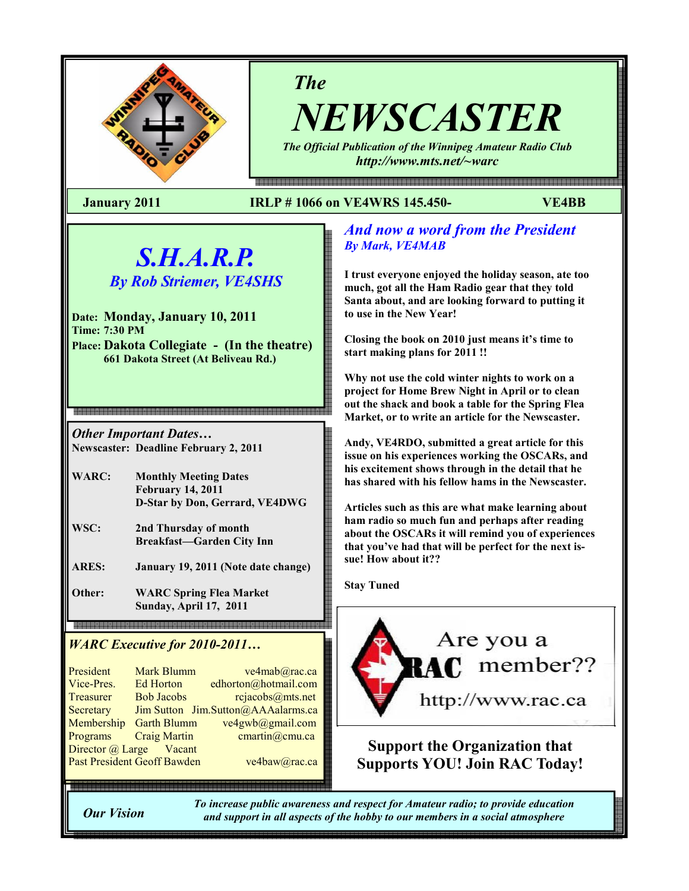# The NEWSCASTER

*The Official Publication of the Winnipeg Amateur Radio Club*
***http://www.mts.net/~warc***

**January 2011** **IRLP # 1066 on VE4WRS 145.450-** **VE4BB**

## *S.H.A.R.P.*

### *By Rob Striemer, VE4SHS*

**Date: Monday, January 10, 2011**
**Time: 7:30 PM**
**Place: Dakota Collegiate - (In the theatre)**
**661 Dakota Street (At Beliveau Rd.)**

### *Other Important Dates…*

**Newscaster: Deadline February 2, 2011**

| | |
|---|---|
| **WARC:** | **Monthly Meeting Dates**<br>**February 14, 2011**<br>**D-Star by Don, Gerrard, VE4DWG** |
| **WSC:** | **2nd Thursday of month**<br>**Breakfast—Garden City Inn** |
| **ARES:** | **January 19, 2011 (Note date change)** |
| **Other:** | **WARC Spring Flea Market**<br>**Sunday, April 17, 2011** |

### *WARC Executive for 2010-2011…*

| | | |
|---|---|---|
| President | Mark Blumm | ve4mab@rac.ca |
| Vice-Pres. | Ed Horton | edhorton@hotmail.com |
| Treasurer | Bob Jacobs | rcjacobs@mts.net |
| Secretary | Jim Sutton | Jim.Sutton@AAAalarms.ca |
| Membership | Garth Blumm | ve4gwb@gmail.com |
| Programs | Craig Martin | cmartin@cmu.ca |
| Director @ Large | Vacant | |
| Past President | Geoff Bawden | ve4baw@rac.ca |

## *And now a word from the President*

### *By Mark, VE4MAB*

**I trust everyone enjoyed the holiday season, ate too much, got all the Ham Radio gear that they told Santa about, and are looking forward to putting it to use in the New Year!**

**Closing the book on 2010 just means it's time to start making plans for 2011 !!**

**Why not use the cold winter nights to work on a project for Home Brew Night in April or to clean out the shack and book a table for the Spring Flea Market, or to write an article for the Newscaster.**

**Andy, VE4RDO, submitted a great article for this issue on his experiences working the OSCARs, and his excitement shows through in the detail that he has shared with his fellow hams in the Newscaster.**

**Articles such as this are what make learning about ham radio so much fun and perhaps after reading about the OSCARs it will remind you of experiences that you've had that will be perfect for the next issue! How about it??**

**Stay Tuned**

Are you a RAC member??
http://www.rac.ca

**Support the Organization that Supports YOU! Join RAC Today!**

***Our Vision*** *To increase public awareness and respect for Amateur radio; to provide education and support in all aspects of the hobby to our members in a social atmosphere*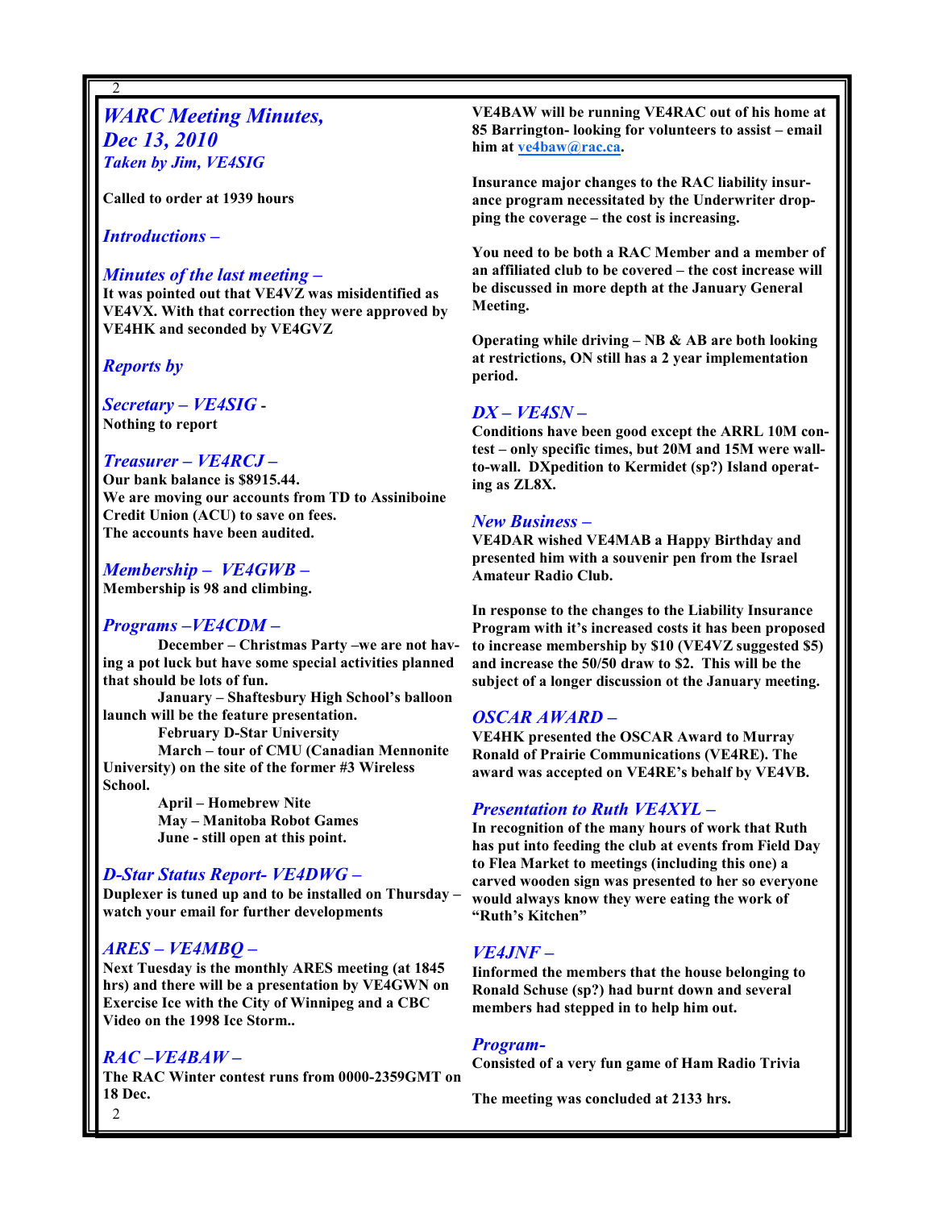# WARC Meeting Minutes, Dec 13, 2010

***Taken by Jim, VE4SIG***

**Called to order at 1939 hours**

## *Introductions –*

## *Minutes of the last meeting –*

**It was pointed out that VE4VZ was misidentified as VE4VX. With that correction they were approved by VE4HK and seconded by VE4GVZ**

## *Reports by*

### *Secretary – VE4SIG* -

**Nothing to report**

### *Treasurer – VE4RCJ –*

**Our bank balance is $8915.44.**
**We are moving our accounts from TD to Assiniboine Credit Union (ACU) to save on fees.**
**The accounts have been audited.**

### *Membership – VE4GWB –*

**Membership is 98 and climbing.**

### *Programs –VE4CDM –*

**December – Christmas Party –we are not having a pot luck but have some special activities planned that should be lots of fun.**

**January – Shaftesbury High School's balloon launch will be the feature presentation.**

**February D-Star University**

**March – tour of CMU (Canadian Mennonite University) on the site of the former #3 Wireless School.**

**April – Homebrew Nite**

**May – Manitoba Robot Games**

**June - still open at this point.**

### *D-Star Status Report- VE4DWG –*

**Duplexer is tuned up and to be installed on Thursday – watch your email for further developments**

### *ARES – VE4MBQ –*

**Next Tuesday is the monthly ARES meeting (at 1845 hrs) and there will be a presentation by VE4GWN on Exercise Ice with the City of Winnipeg and a CBC Video on the 1998 Ice Storm..**

### *RAC –VE4BAW –*

**The RAC Winter contest runs from 0000-2359GMT on 18 Dec.**

**VE4BAW will be running VE4RAC out of his home at 85 Barrington- looking for volunteers to assist – email him at ve4baw@rac.ca.**

**Insurance major changes to the RAC liability insurance program necessitated by the Underwriter dropping the coverage – the cost is increasing.**

**You need to be both a RAC Member and a member of an affiliated club to be covered – the cost increase will be discussed in more depth at the January General Meeting.**

**Operating while driving – NB & AB are both looking at restrictions, ON still has a 2 year implementation period.**

### *DX – VE4SN –*

**Conditions have been good except the ARRL 10M contest – only specific times, but 20M and 15M were wall-to-wall. DXpedition to Kermidet (sp?) Island operating as ZL8X.**

## *New Business –*

**VE4DAR wished VE4MAB a Happy Birthday and presented him with a souvenir pen from the Israel Amateur Radio Club.**

**In response to the changes to the Liability Insurance Program with it's increased costs it has been proposed to increase membership by $10 (VE4VZ suggested $5) and increase the 50/50 draw to $2. This will be the subject of a longer discussion ot the January meeting.**

### *OSCAR AWARD –*

**VE4HK presented the OSCAR Award to Murray Ronald of Prairie Communications (VE4RE). The award was accepted on VE4RE's behalf by VE4VB.**

### *Presentation to Ruth VE4XYL –*

**In recognition of the many hours of work that Ruth has put into feeding the club at events from Field Day to Flea Market to meetings (including this one) a carved wooden sign was presented to her so everyone would always know they were eating the work of "Ruth's Kitchen"**

### *VE4JNF –*

**Iinformed the members that the house belonging to Ronald Schuse (sp?) had burnt down and several members had stepped in to help him out.**

### *Program-*

**Consisted of a very fun game of Ham Radio Trivia**

**The meeting was concluded at 2133 hrs.**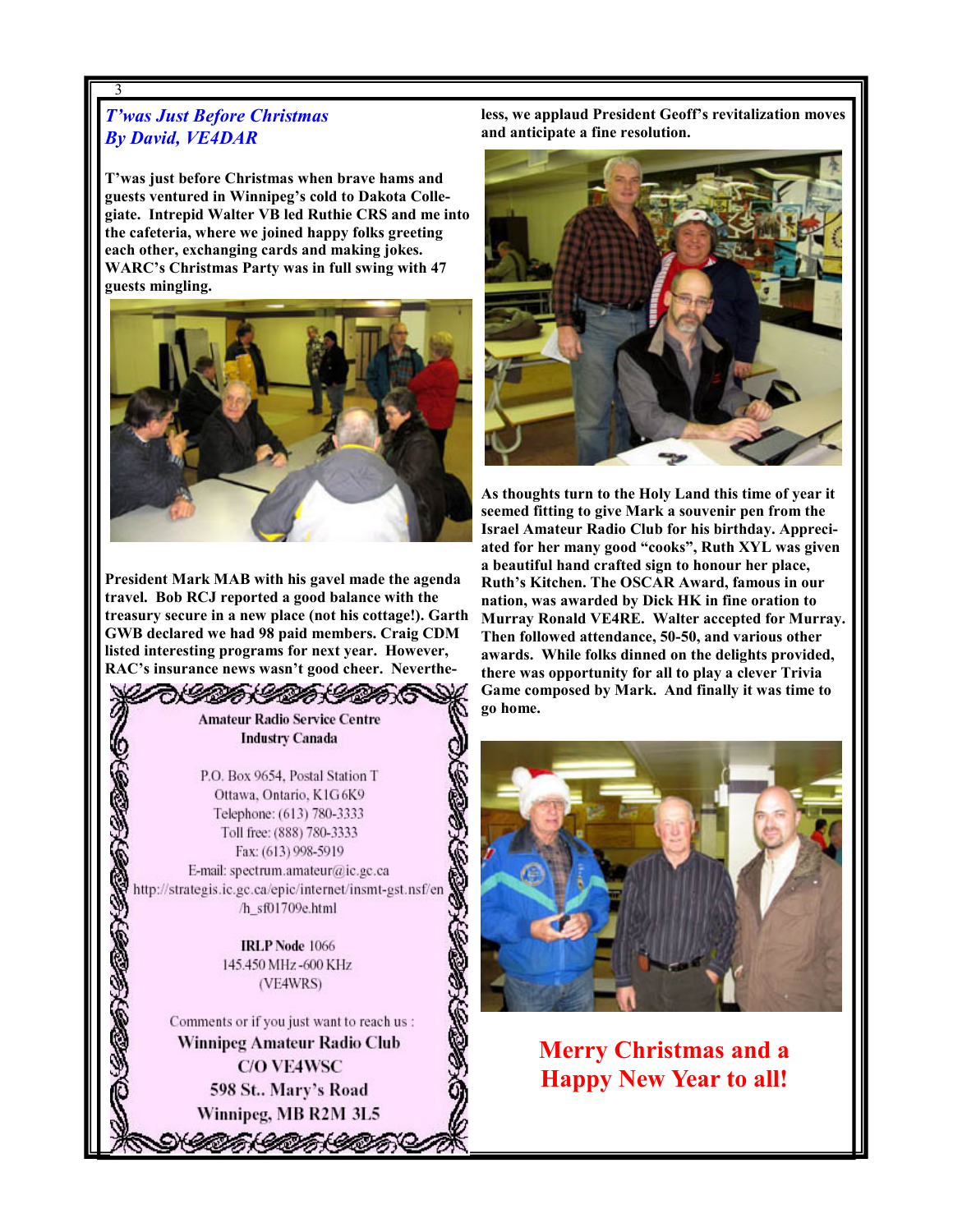## *T'was Just Before Christmas*
## *By David, VE4DAR*

**T'was just before Christmas when brave hams and guests ventured in Winnipeg's cold to Dakota Collegiate. Intrepid Walter VB led Ruthie CRS and me into the cafeteria, where we joined happy folks greeting each other, exchanging cards and making jokes. WARC's Christmas Party was in full swing with 47 guests mingling.**

**President Mark MAB with his gavel made the agenda travel. Bob RCJ reported a good balance with the treasury secure in a new place (not his cottage!). Garth GWB declared we had 98 paid members. Craig CDM listed interesting programs for next year. However, RAC's insurance news wasn't good cheer. Nevertheless, we applaud President Geoff's revitalization moves and anticipate a fine resolution.**

**As thoughts turn to the Holy Land this time of year it seemed fitting to give Mark a souvenir pen from the Israel Amateur Radio Club for his birthday. Appreciated for her many good "cooks", Ruth XYL was given a beautiful hand crafted sign to honour her place, Ruth's Kitchen. The OSCAR Award, famous in our nation, was awarded by Dick HK in fine oration to Murray Ronald VE4RE. Walter accepted for Murray. Then followed attendance, 50-50, and various other awards. While folks dinned on the delights provided, there was opportunity for all to play a clever Trivia Game composed by Mark. And finally it was time to go home.**

---

**Amateur Radio Service Centre**
**Industry Canada**

P.O. Box 9654, Postal Station T
Ottawa, Ontario, K1G 6K9
Telephone: (613) 780-3333
Toll free: (888) 780-3333
Fax: (613) 998-5919
E-mail: spectrum.amateur@ic.gc.ca
http://strategis.ic.gc.ca/epic/internet/insmt-gst.nsf/en/h_sf01709e.html

**IRLP Node** 1066
145.450 MHz -600 KHz
(VE4WRS)

Comments or if you just want to reach us :
**Winnipeg Amateur Radio Club**
**C/O VE4WSC**
**598 St.. Mary's Road**
**Winnipeg, MB R2M 3L5**

---

**Merry Christmas and a Happy New Year to all!**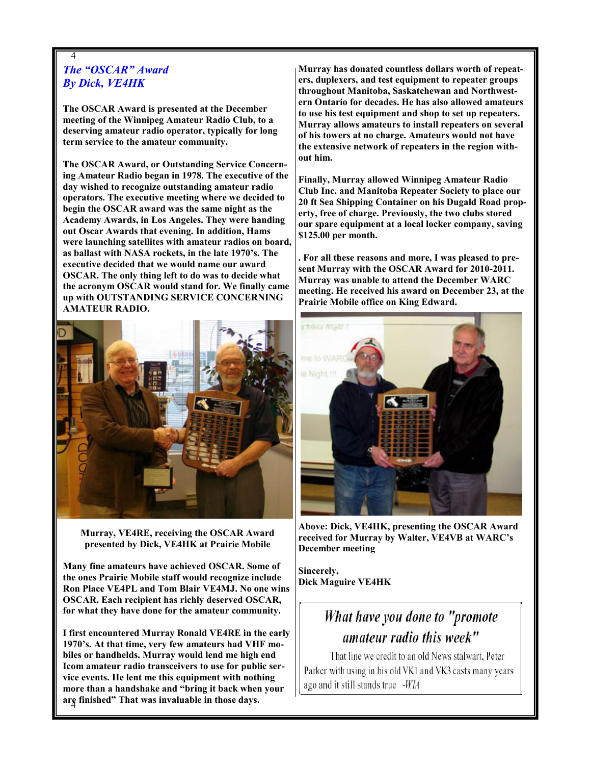## *The "OSCAR" Award*
## *By Dick, VE4HK*

**The OSCAR Award is presented at the December meeting of the Winnipeg Amateur Radio Club, to a deserving amateur radio operator, typically for long term service to the amateur community.**

**The OSCAR Award, or Outstanding Service Concerning Amateur Radio began in 1978. The executive of the day wished to recognize outstanding amateur radio operators. The executive meeting where we decided to begin the OSCAR award was the same night as the Academy Awards, in Los Angeles. They were handing out Oscar Awards that evening. In addition, Hams were launching satellites with amateur radios on board, as ballast with NASA rockets, in the late 1970's. The executive decided that we would name our award OSCAR. The only thing left to do was to decide what the acronym OSCAR would stand for. We finally came up with OUTSTANDING SERVICE CONCERNING AMATEUR RADIO.**

**Murray, VE4RE, receiving the OSCAR Award presented by Dick, VE4HK at Prairie Mobile**

**Many fine amateurs have achieved OSCAR. Some of the ones Prairie Mobile staff would recognize include Ron Place VE4PL and Tom Blair VE4MJ. No one wins OSCAR. Each recipient has richly deserved OSCAR, for what they have done for the amateur community.**

**I first encountered Murray Ronald VE4RE in the early 1970's. At that time, very few amateurs had VHF mobiles or handhelds. Murray would lend me high end Icom amateur radio transceivers to use for public service events. He lent me this equipment with nothing more than a handshake and "bring it back when your are finished" That was invaluable in those days.**

**Murray has donated countless dollars worth of repeaters, duplexers, and test equipment to repeater groups throughout Manitoba, Saskatchewan and Northwestern Ontario for decades. He has also allowed amateurs to use his test equipment and shop to set up repeaters. Murray allows amateurs to install repeaters on several of his towers at no charge. Amateurs would not have the extensive network of repeaters in the region without him.**

**Finally, Murray allowed Winnipeg Amateur Radio Club Inc. and Manitoba Repeater Society to place our 20 ft Sea Shipping Container on his Dugald Road property, free of charge. Previously, the two clubs stored our spare equipment at a local locker company, saving $125.00 per month.**

**. For all these reasons and more, I was pleased to present Murray with the OSCAR Award for 2010-2011. Murray was unable to attend the December WARC meeting. He received his award on December 23, at the Prairie Mobile office on King Edward.**

**Above: Dick, VE4HK, presenting the OSCAR Award received for Murray by Walter, VE4VB at WARC's December meeting**

**Sincerely,**
**Dick Maguire VE4HK**

> ### What have you done to "promote amateur radio this week"
>
> That line we credit to an old News stalwart, Peter Parker with using in his old VK1 and VK3 casts many years ago and it still stands true -*WIA*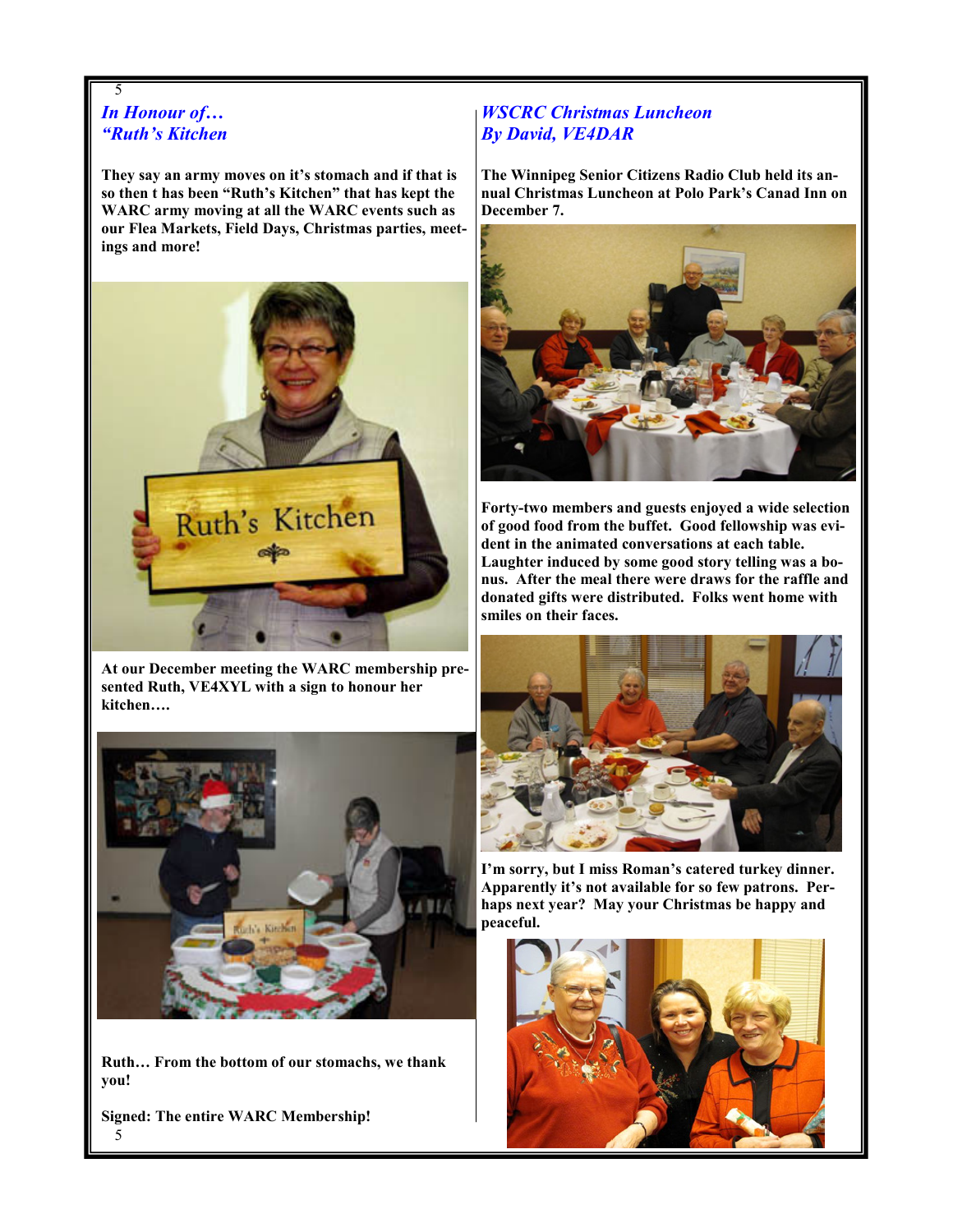## *In Honour of… "Ruth's Kitchen*

**They say an army moves on it's stomach and if that is so then t has been "Ruth's Kitchen" that has kept the WARC army moving at all the WARC events such as our Flea Markets, Field Days, Christmas parties, meetings and more!**

**At our December meeting the WARC membership presented Ruth, VE4XYL with a sign to honour her kitchen….**

**Ruth… From the bottom of our stomachs, we thank you!**

**Signed: The entire WARC Membership!**

## *WSCRC Christmas Luncheon By David, VE4DAR*

**The Winnipeg Senior Citizens Radio Club held its annual Christmas Luncheon at Polo Park's Canad Inn on December 7.**

**Forty-two members and guests enjoyed a wide selection of good food from the buffet. Good fellowship was evident in the animated conversations at each table. Laughter induced by some good story telling was a bonus. After the meal there were draws for the raffle and donated gifts were distributed. Folks went home with smiles on their faces.**

**I'm sorry, but I miss Roman's catered turkey dinner. Apparently it's not available for so few patrons. Perhaps next year? May your Christmas be happy and peaceful.**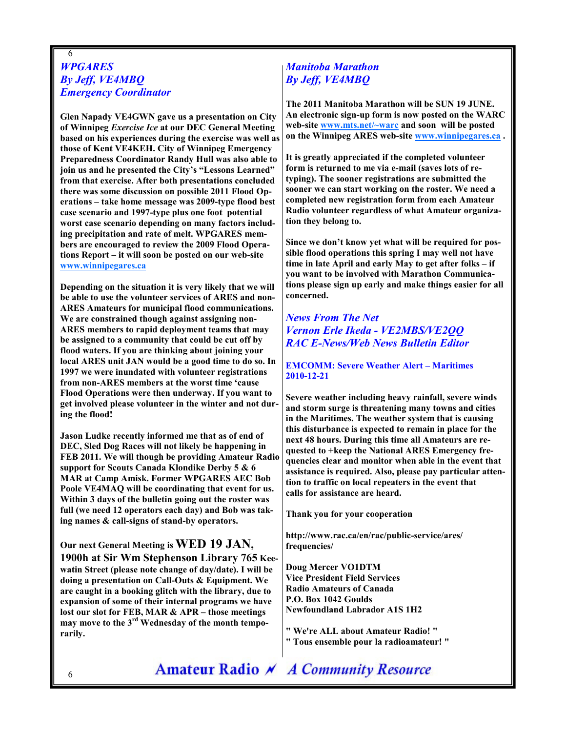## *WPGARES*
### *By Jeff, VE4MBQ*
### *Emergency Coordinator*

**Glen Napady VE4GWN gave us a presentation on City of Winnipeg *Exercise Ice* at our DEC General Meeting based on his experiences during the exercise was well as those of Kent VE4KEH. City of Winnipeg Emergency Preparedness Coordinator Randy Hull was also able to join us and he presented the City's "Lessons Learned" from that exercise. After both presentations concluded there was some discussion on possible 2011 Flood Operations – take home message was 2009-type flood best case scenario and 1997-type plus one foot potential worst case scenario depending on many factors including precipitation and rate of melt. WPGARES members are encouraged to review the 2009 Flood Operations Report – it will soon be posted on our web-site [www.winnipegares.ca](http://www.winnipegares.ca)**

**Depending on the situation it is very likely that we will be able to use the volunteer services of ARES and non-ARES Amateurs for municipal flood communications. We are constrained though against assigning non-ARES members to rapid deployment teams that may be assigned to a community that could be cut off by flood waters. If you are thinking about joining your local ARES unit JAN would be a good time to do so. In 1997 we were inundated with volunteer registrations from non-ARES members at the worst time 'cause Flood Operations were then underway. If you want to get involved please volunteer in the winter and not during the flood!**

**Jason Ludke recently informed me that as of end of DEC, Sled Dog Races will not likely be happening in FEB 2011. We will though be providing Amateur Radio support for Scouts Canada Klondike Derby 5 & 6 MAR at Camp Amisk. Former WPGARES AEC Bob Poole VE4MAQ will be coordinating that event for us. Within 3 days of the bulletin going out the roster was full (we need 12 operators each day) and Bob was taking names & call-signs of stand-by operators.**

**Our next General Meeting is WED 19 JAN, 1900h at Sir Wm Stephenson Library 765 Keewatin Street (please note change of day/date). I will be doing a presentation on Call-Outs & Equipment. We are caught in a booking glitch with the library, due to expansion of some of their internal programs we have lost our slot for FEB, MAR & APR – those meetings may move to the 3rd Wednesday of the month temporarily.**

## *Manitoba Marathon*
### *By Jeff, VE4MBQ*

**The 2011 Manitoba Marathon will be SUN 19 JUNE. An electronic sign-up form is now posted on the WARC web-site [www.mts.net/~warc](http://www.mts.net/~warc) and soon will be posted on the Winnipeg ARES web-site [www.winnipegares.ca](http://www.winnipegares.ca) .**

**It is greatly appreciated if the completed volunteer form is returned to me via e-mail (saves lots of re-typing). The sooner registrations are submitted the sooner we can start working on the roster. We need a completed new registration form from each Amateur Radio volunteer regardless of what Amateur organization they belong to.**

**Since we don't know yet what will be required for possible flood operations this spring I may well not have time in late April and early May to get after folks – if you want to be involved with Marathon Communications please sign up early and make things easier for all concerned.**

## *News From The Net*
### *Vernon Erle Ikeda - VE2MBS/VE2QQ*
### *RAC E-News/Web News Bulletin Editor*

**EMCOMM: Severe Weather Alert – Maritimes 2010-12-21**

**Severe weather including heavy rainfall, severe winds and storm surge is threatening many towns and cities in the Maritimes. The weather system that is causing this disturbance is expected to remain in place for the next 48 hours. During this time all Amateurs are requested to +keep the National ARES Emergency frequencies clear and monitor when able in the event that assistance is required. Also, please pay particular attention to traffic on local repeaters in the event that calls for assistance are heard.**

**Thank you for your cooperation**

**http://www.rac.ca/en/rac/public-service/ares/frequencies/**

**Doug Mercer VO1DTM**
**Vice President Field Services**
**Radio Amateurs of Canada**
**P.O. Box 1042 Goulds**
**Newfoundland Labrador A1S 1H2**

**" We're ALL about Amateur Radio! "**
**" Tous ensemble pour la radioamateur! "**

**Amateur Radio** *A Community Resource*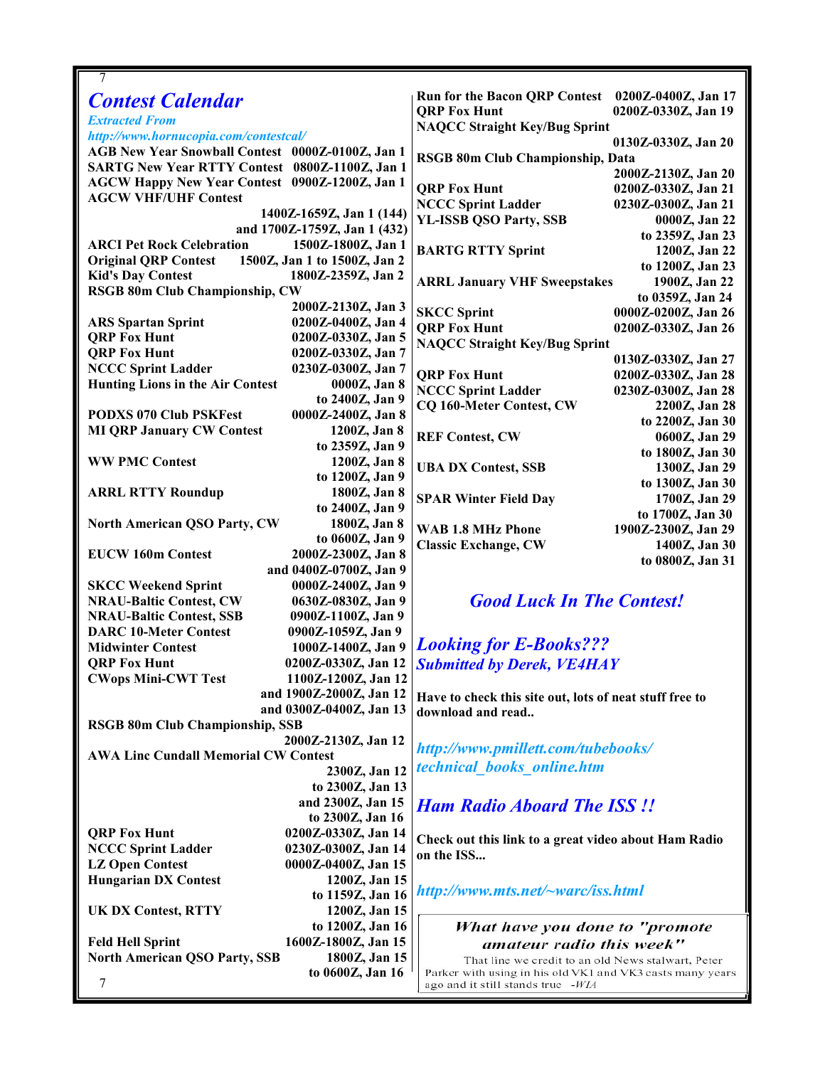# Contest Calendar

*Extracted From*
*http://www.hornucopia.com/contestcal/*

| Contest | Time |
|---|---|
| AGB New Year Snowball Contest | 0000Z-0100Z, Jan 1 |
| SARTG New Year RTTY Contest | 0800Z-1100Z, Jan 1 |
| AGCW Happy New Year Contest | 0900Z-1200Z, Jan 1 |
| AGCW VHF/UHF Contest | 1400Z-1659Z, Jan 1 (144) and 1700Z-1759Z, Jan 1 (432) |
| ARCI Pet Rock Celebration | 1500Z-1800Z, Jan 1 |
| Original QRP Contest | 1500Z, Jan 1 to 1500Z, Jan 2 |
| Kid's Day Contest | 1800Z-2359Z, Jan 2 |
| RSGB 80m Club Championship, CW | 2000Z-2130Z, Jan 3 |
| ARS Spartan Sprint | 0200Z-0400Z, Jan 4 |
| QRP Fox Hunt | 0200Z-0330Z, Jan 5 |
| QRP Fox Hunt | 0200Z-0330Z, Jan 7 |
| NCCC Sprint Ladder | 0230Z-0300Z, Jan 7 |
| Hunting Lions in the Air Contest | 0000Z, Jan 8 to 2400Z, Jan 9 |
| PODXS 070 Club PSKFest | 0000Z-2400Z, Jan 8 |
| MI QRP January CW Contest | 1200Z, Jan 8 to 2359Z, Jan 9 |
| WW PMC Contest | 1200Z, Jan 8 to 1200Z, Jan 9 |
| ARRL RTTY Roundup | 1800Z, Jan 8 to 2400Z, Jan 9 |
| North American QSO Party, CW | 1800Z, Jan 8 to 0600Z, Jan 9 |
| EUCW 160m Contest | 2000Z-2300Z, Jan 8 and 0400Z-0700Z, Jan 9 |
| SKCC Weekend Sprint | 0000Z-2400Z, Jan 9 |
| NRAU-Baltic Contest, CW | 0630Z-0830Z, Jan 9 |
| NRAU-Baltic Contest, SSB | 0900Z-1100Z, Jan 9 |
| DARC 10-Meter Contest | 0900Z-1059Z, Jan 9 |
| Midwinter Contest | 1000Z-1400Z, Jan 9 |
| QRP Fox Hunt | 0200Z-0330Z, Jan 12 |
| CWops Mini-CWT Test | 1100Z-1200Z, Jan 12 and 1900Z-2000Z, Jan 12 and 0300Z-0400Z, Jan 13 |
| RSGB 80m Club Championship, SSB | 2000Z-2130Z, Jan 12 |
| AWA Linc Cundall Memorial CW Contest | 2300Z, Jan 12 to 2300Z, Jan 13 and 2300Z, Jan 15 to 2300Z, Jan 16 |
| QRP Fox Hunt | 0200Z-0330Z, Jan 14 |
| NCCC Sprint Ladder | 0230Z-0300Z, Jan 14 |
| LZ Open Contest | 0000Z-0400Z, Jan 15 |
| Hungarian DX Contest | 1200Z, Jan 15 to 1159Z, Jan 16 |
| UK DX Contest, RTTY | 1200Z, Jan 15 to 1200Z, Jan 16 |
| Feld Hell Sprint | 1600Z-1800Z, Jan 15 |
| North American QSO Party, SSB | 1800Z, Jan 15 to 0600Z, Jan 16 |
| Run for the Bacon QRP Contest | 0200Z-0400Z, Jan 17 |
| QRP Fox Hunt | 0200Z-0330Z, Jan 19 |
| NAQCC Straight Key/Bug Sprint | 0130Z-0330Z, Jan 20 |
| RSGB 80m Club Championship, Data | 2000Z-2130Z, Jan 20 |
| QRP Fox Hunt | 0200Z-0330Z, Jan 21 |
| NCCC Sprint Ladder | 0230Z-0300Z, Jan 21 |
| YL-ISSB QSO Party, SSB | 0000Z, Jan 22 to 2359Z, Jan 23 |
| BARTG RTTY Sprint | 1200Z, Jan 22 to 1200Z, Jan 23 |
| ARRL January VHF Sweepstakes | 1900Z, Jan 22 to 0359Z, Jan 24 |
| SKCC Sprint | 0000Z-0200Z, Jan 26 |
| QRP Fox Hunt | 0200Z-0330Z, Jan 26 |
| NAQCC Straight Key/Bug Sprint | 0130Z-0330Z, Jan 27 |
| QRP Fox Hunt | 0200Z-0330Z, Jan 28 |
| NCCC Sprint Ladder | 0230Z-0300Z, Jan 28 |
| CQ 160-Meter Contest, CW | 2200Z, Jan 28 to 2200Z, Jan 30 |
| REF Contest, CW | 0600Z, Jan 29 to 1800Z, Jan 30 |
| UBA DX Contest, SSB | 1300Z, Jan 29 to 1300Z, Jan 30 |
| SPAR Winter Field Day | 1700Z, Jan 29 to 1700Z, Jan 30 |
| WAB 1.8 MHz Phone | 1900Z-2300Z, Jan 29 |
| Classic Exchange, CW | 1400Z, Jan 30 to 0800Z, Jan 31 |

## *Good Luck In The Contest!*

## *Looking for E-Books???*

*Submitted by Derek, VE4HAY*

**Have to check this site out, lots of neat stuff free to download and read..**

*http://www.pmillett.com/tubebooks/technical_books_online.htm*

## *Ham Radio Aboard The ISS !!*

**Check out this link to a great video about Ham Radio on the ISS...**

*http://www.mts.net/~warc/iss.html*

> ***What have you done to "promote amateur radio this week"***
>
> That line we credit to an old News stalwart, Peter Parker with using in his old VK1 and VK3 casts many years ago and it still stands true -*WIA*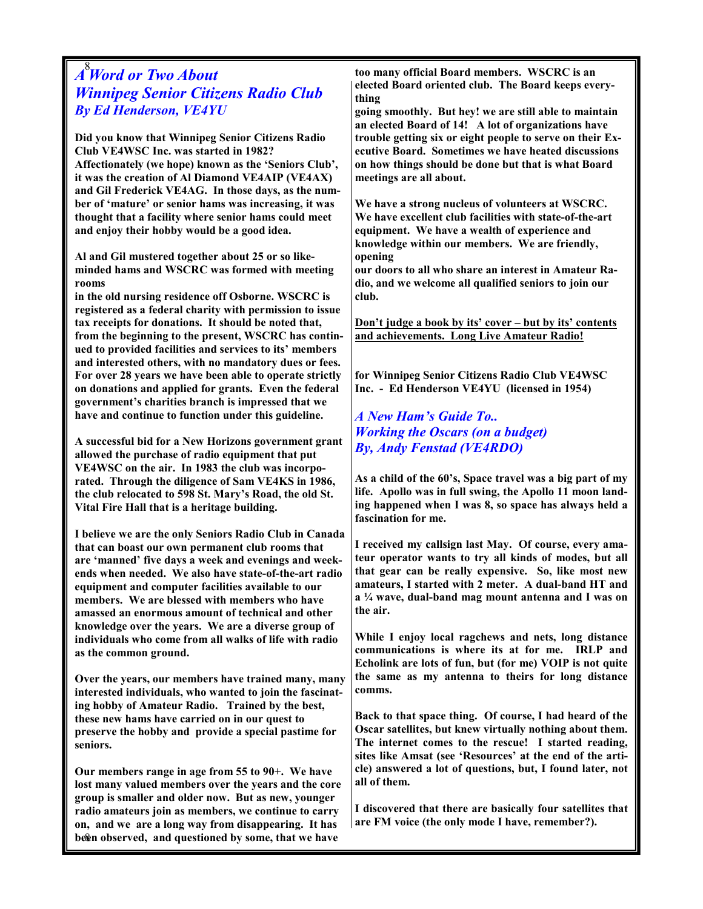# A Word or Two About Winnipeg Senior Citizens Radio Club

## By Ed Henderson, VE4YU

**Did you know that Winnipeg Senior Citizens Radio Club VE4WSC Inc. was started in 1982? Affectionately (we hope) known as the 'Seniors Club', it was the creation of Al Diamond VE4AIP (VE4AX) and Gil Frederick VE4AG. In those days, as the number of 'mature' or senior hams was increasing, it was thought that a facility where senior hams could meet and enjoy their hobby would be a good idea.**

**Al and Gil mustered together about 25 or so like-minded hams and WSCRC was formed with meeting rooms in the old nursing residence off Osborne. WSCRC is registered as a federal charity with permission to issue tax receipts for donations. It should be noted that, from the beginning to the present, WSCRC has continued to provided facilities and services to its' members and interested others, with no mandatory dues or fees. For over 28 years we have been able to operate strictly on donations and applied for grants. Even the federal government's charities branch is impressed that we have and continue to function under this guideline.**

**A successful bid for a New Horizons government grant allowed the purchase of radio equipment that put VE4WSC on the air. In 1983 the club was incorporated. Through the diligence of Sam VE4KS in 1986, the club relocated to 598 St. Mary's Road, the old St. Vital Fire Hall that is a heritage building.**

**I believe we are the only Seniors Radio Club in Canada that can boast our own permanent club rooms that are 'manned' five days a week and evenings and weekends when needed. We also have state-of-the-art radio equipment and computer facilities available to our members. We are blessed with members who have amassed an enormous amount of technical and other knowledge over the years. We are a diverse group of individuals who come from all walks of life with radio as the common ground.**

**Over the years, our members have trained many, many interested individuals, who wanted to join the fascinating hobby of Amateur Radio. Trained by the best, these new hams have carried on in our quest to preserve the hobby and provide a special pastime for seniors.**

**Our members range in age from 55 to 90+. We have lost many valued members over the years and the core group is smaller and older now. But as new, younger radio amateurs join as members, we continue to carry on, and we are a long way from disappearing. It has been observed, and questioned by some, that we have too many official Board members. WSCRC is an elected Board oriented club. The Board keeps everything going smoothly. But hey! we are still able to maintain an elected Board of 14! A lot of organizations have trouble getting six or eight people to serve on their Executive Board. Sometimes we have heated discussions on how things should be done but that is what Board meetings are all about.**

**We have a strong nucleus of volunteers at WSCRC. We have excellent club facilities with state-of-the-art equipment. We have a wealth of experience and knowledge within our members. We are friendly, opening our doors to all who share an interest in Amateur Radio, and we welcome all qualified seniors to join our club.**

**<u>Don't judge a book by its' cover – but by its' contents and achievements. Long Live Amateur Radio!</u>**

**for Winnipeg Senior Citizens Radio Club VE4WSC Inc. - Ed Henderson VE4YU (licensed in 1954)**

# A New Ham's Guide To.. Working the Oscars (on a budget)

## By, Andy Fenstad (VE4RDO)

**As a child of the 60's, Space travel was a big part of my life. Apollo was in full swing, the Apollo 11 moon landing happened when I was 8, so space has always held a fascination for me.**

**I received my callsign last May. Of course, every amateur operator wants to try all kinds of modes, but all that gear can be really expensive. So, like most new amateurs, I started with 2 meter. A dual-band HT and a ¼ wave, dual-band mag mount antenna and I was on the air.**

**While I enjoy local ragchews and nets, long distance communications is where its at for me. IRLP and Echolink are lots of fun, but (for me) VOIP is not quite the same as my antenna to theirs for long distance comms.**

**Back to that space thing. Of course, I had heard of the Oscar satellites, but knew virtually nothing about them. The internet comes to the rescue! I started reading, sites like Amsat (see 'Resources' at the end of the article) answered a lot of questions, but, I found later, not all of them.**

**I discovered that there are basically four satellites that are FM voice (the only mode I have, remember?).**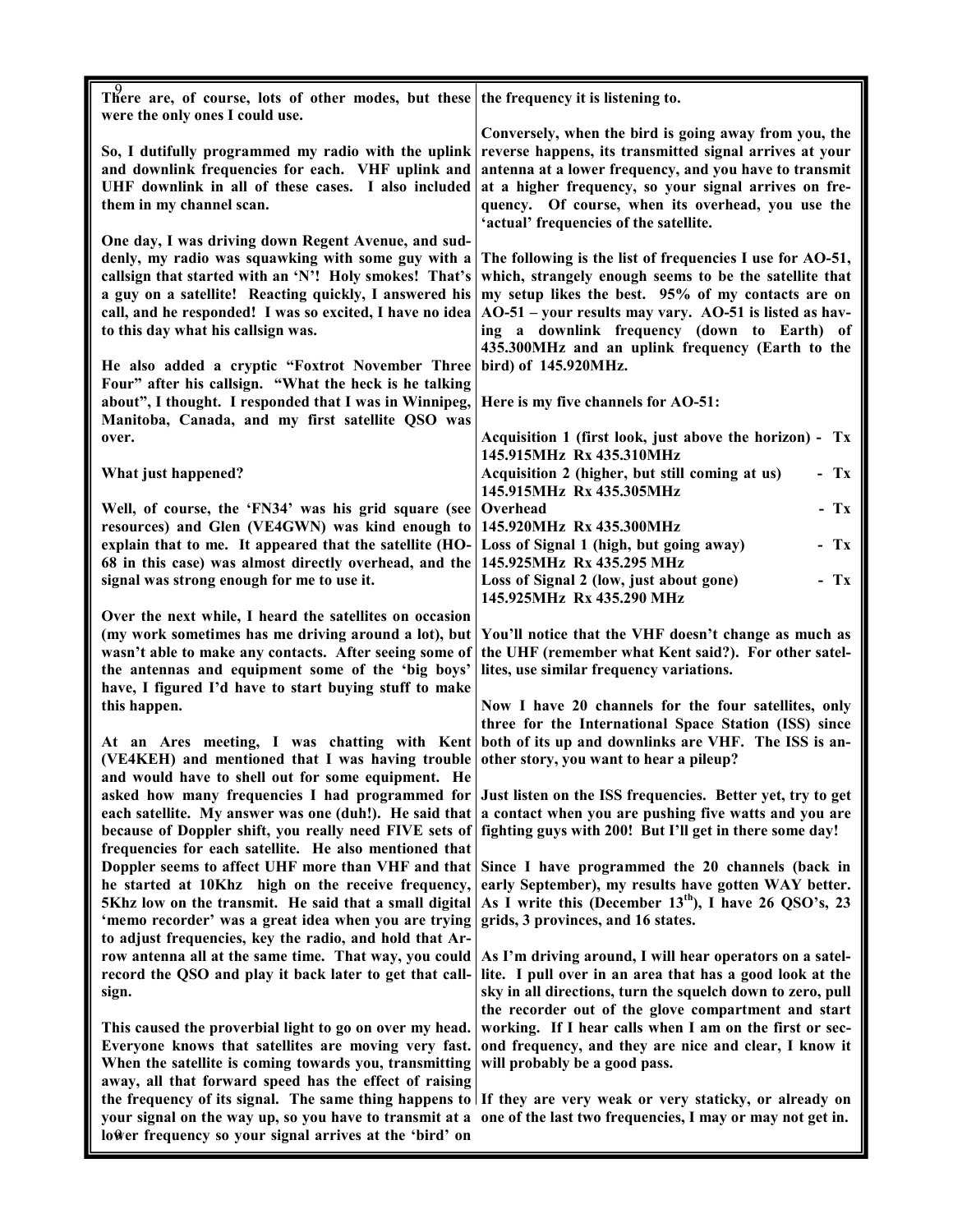There are, of course, lots of other modes, but these were the only ones I could use.

So, I dutifully programmed my radio with the uplink and downlink frequencies for each. VHF uplink and UHF downlink in all of these cases. I also included them in my channel scan.

One day, I was driving down Regent Avenue, and suddenly, my radio was squawking with some guy with a callsign that started with an 'N'! Holy smokes! That's a guy on a satellite! Reacting quickly, I answered his call, and he responded! I was so excited, I have no idea to this day what his callsign was.

He also added a cryptic "Foxtrot November Three Four" after his callsign. "What the heck is he talking about", I thought. I responded that I was in Winnipeg, Manitoba, Canada, and my first satellite QSO was over.

What just happened?

Well, of course, the 'FN34' was his grid square (see resources) and Glen (VE4GWN) was kind enough to explain that to me. It appeared that the satellite (HO-68 in this case) was almost directly overhead, and the signal was strong enough for me to use it.

Over the next while, I heard the satellites on occasion (my work sometimes has me driving around a lot), but wasn't able to make any contacts. After seeing some of the antennas and equipment some of the 'big boys' have, I figured I'd have to start buying stuff to make this happen.

At an Ares meeting, I was chatting with Kent (VE4KEH) and mentioned that I was having trouble and would have to shell out for some equipment. He asked how many frequencies I had programmed for each satellite. My answer was one (duh!). He said that because of Doppler shift, you really need FIVE sets of frequencies for each satellite. He also mentioned that Doppler seems to affect UHF more than VHF and that he started at 10Khz high on the receive frequency, 5Khz low on the transmit. He said that a small digital 'memo recorder' was a great idea when you are trying to adjust frequencies, key the radio, and hold that Arrow antenna all at the same time. That way, you could record the QSO and play it back later to get that callsign.

This caused the proverbial light to go on over my head. Everyone knows that satellites are moving very fast. When the satellite is coming towards you, transmitting away, all that forward speed has the effect of raising the frequency of its signal. The same thing happens to your signal on the way up, so you have to transmit at a lower frequency so your signal arrives at the 'bird' on the frequency it is listening to.

Conversely, when the bird is going away from you, the reverse happens, its transmitted signal arrives at your antenna at a lower frequency, and you have to transmit at a higher frequency, so your signal arrives on frequency. Of course, when its overhead, you use the 'actual' frequencies of the satellite.

The following is the list of frequencies I use for AO-51, which, strangely enough seems to be the satellite that my setup likes the best. 95% of my contacts are on AO-51 – your results may vary. AO-51 is listed as having a downlink frequency (down to Earth) of 435.300MHz and an uplink frequency (Earth to the bird) of 145.920MHz.

Here is my five channels for AO-51:

Acquisition 1 (first look, just above the horizon) - Tx 145.915MHz Rx 435.310MHz
Acquisition 2 (higher, but still coming at us) - Tx 145.915MHz Rx 435.305MHz
Overhead - Tx 145.920MHz Rx 435.300MHz
Loss of Signal 1 (high, but going away) - Tx 145.925MHz Rx 435.295 MHz
Loss of Signal 2 (low, just about gone) - Tx 145.925MHz Rx 435.290 MHz

You'll notice that the VHF doesn't change as much as the UHF (remember what Kent said?). For other satellites, use similar frequency variations.

Now I have 20 channels for the four satellites, only three for the International Space Station (ISS) since both of its up and downlinks are VHF. The ISS is another story, you want to hear a pileup?

Just listen on the ISS frequencies. Better yet, try to get a contact when you are pushing five watts and you are fighting guys with 200! But I'll get in there some day!

Since I have programmed the 20 channels (back in early September), my results have gotten WAY better. As I write this (December 13th), I have 26 QSO's, 23 grids, 3 provinces, and 16 states.

As I'm driving around, I will hear operators on a satellite. I pull over in an area that has a good look at the sky in all directions, turn the squelch down to zero, pull the recorder out of the glove compartment and start working. If I hear calls when I am on the first or second frequency, and they are nice and clear, I know it will probably be a good pass.

If they are very weak or very staticky, or already on one of the last two frequencies, I may or may not get in.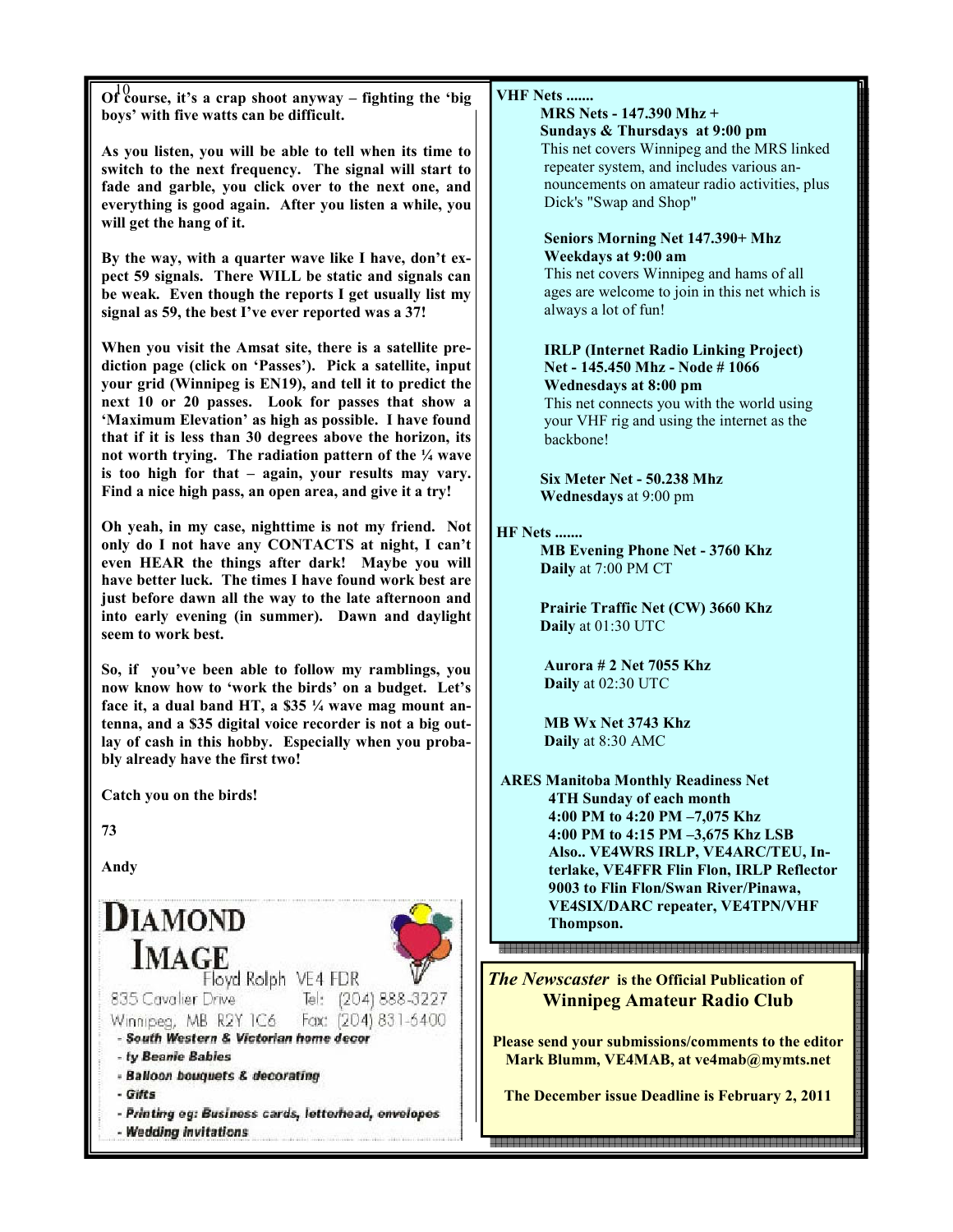**Of course, it's a crap shoot anyway – fighting the 'big boys' with five watts can be difficult.**

**As you listen, you will be able to tell when its time to switch to the next frequency. The signal will start to fade and garble, you click over to the next one, and everything is good again. After you listen a while, you will get the hang of it.**

**By the way, with a quarter wave like I have, don't expect 59 signals. There WILL be static and signals can be weak. Even though the reports I get usually list my signal as 59, the best I've ever reported was a 37!**

**When you visit the Amsat site, there is a satellite prediction page (click on 'Passes'). Pick a satellite, input your grid (Winnipeg is EN19), and tell it to predict the next 10 or 20 passes. Look for passes that show a 'Maximum Elevation' as high as possible. I have found that if it is less than 30 degrees above the horizon, its not worth trying. The radiation pattern of the ¼ wave is too high for that – again, your results may vary. Find a nice high pass, an open area, and give it a try!**

**Oh yeah, in my case, nighttime is not my friend. Not only do I not have any CONTACTS at night, I can't even HEAR the things after dark! Maybe you will have better luck. The times I have found work best are just before dawn all the way to the late afternoon and into early evening (in summer). Dawn and daylight seem to work best.**

**So, if you've been able to follow my ramblings, you now know how to 'work the birds' on a budget. Let's face it, a dual band HT, a $35 ¼ wave mag mount antenna, and a $35 digital voice recorder is not a big outlay of cash in this hobby. Especially when you probably already have the first two!**

**Catch you on the birds!**

**73**

**Andy**

DIAMOND IMAGE
Floyd Rolph VE4 FDR
835 Cavalier Drive Tel: (204) 888-3227
Winnipeg, MB R2Y 1C6 Fax: (204) 831-6400

- South Western & Victorian home decor
- ty Beanie Babies
- Balloon bouquets & decorating
- Gifts
- Printing eg: Business cards, letterhead, envelopes
- Wedding invitations

**VHF Nets .......**

**MRS Nets - 147.390 Mhz +**
**Sundays & Thursdays at 9:00 pm**
This net covers Winnipeg and the MRS linked repeater system, and includes various announcements on amateur radio activities, plus Dick's "Swap and Shop"

**Seniors Morning Net 147.390+ Mhz**
**Weekdays at 9:00 am**
This net covers Winnipeg and hams of all ages are welcome to join in this net which is always a lot of fun!

**IRLP (Internet Radio Linking Project) Net - 145.450 Mhz - Node # 1066**
**Wednesdays at 8:00 pm**
This net connects you with the world using your VHF rig and using the internet as the backbone!

**Six Meter Net - 50.238 Mhz**
**Wednesdays** at 9:00 pm

**HF Nets .......**

**MB Evening Phone Net - 3760 Khz**
**Daily** at 7:00 PM CT

**Prairie Traffic Net (CW) 3660 Khz**
**Daily** at 01:30 UTC

**Aurora # 2 Net 7055 Khz**
**Daily** at 02:30 UTC

**MB Wx Net 3743 Khz**
**Daily** at 8:30 AMC

**ARES Manitoba Monthly Readiness Net**
**4TH Sunday of each month**
**4:00 PM to 4:20 PM –7,075 Khz**
**4:00 PM to 4:15 PM –3,675 Khz LSB**
**Also.. VE4WRS IRLP, VE4ARC/TEU, Interlake, VE4FFR Flin Flon, IRLP Reflector 9003 to Flin Flon/Swan River/Pinawa, VE4SIX/DARC repeater, VE4TPN/VHF Thompson.**

***The Newscaster*** **is the Official Publication of**
**Winnipeg Amateur Radio Club**

**Please send your submissions/comments to the editor Mark Blumm, VE4MAB, at ve4mab@mymts.net**

**The December issue Deadline is February 2, 2011**